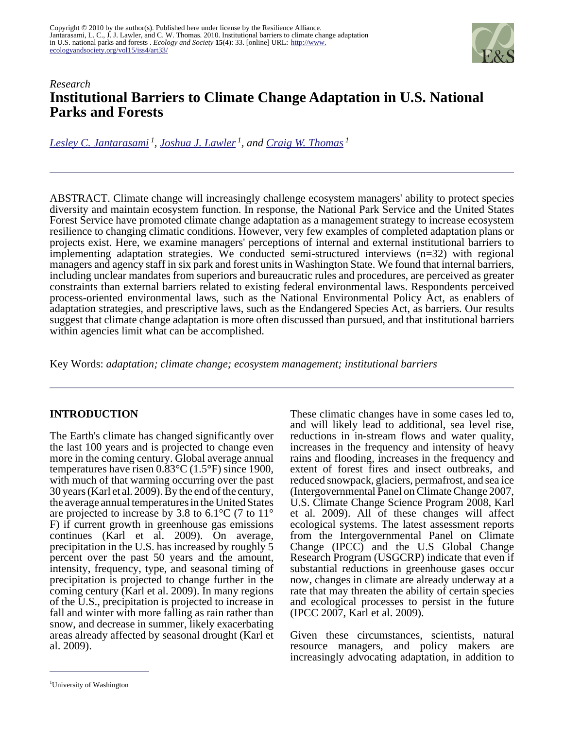Copyright © 2010 by the author(s). Published here under license by the Resilience Alliance.
Jantarasami, L. C., J. J. Lawler, and C. W. Thomas. 2010. Institutional barriers to climate change adaptation in U.S. national parks and forests . *Ecology and Society* **15**(4): 33. [online] URL: http://www.ecologyandsociety.org/vol15/iss4/art33/

*Research*

# Institutional Barriers to Climate Change Adaptation in U.S. National Parks and Forests

*Lesley C. Jantarasami* [1], *Joshua J. Lawler* [1], and *Craig W. Thomas* [1]

ABSTRACT. Climate change will increasingly challenge ecosystem managers' ability to protect species diversity and maintain ecosystem function. In response, the National Park Service and the United States Forest Service have promoted climate change adaptation as a management strategy to increase ecosystem resilience to changing climatic conditions. However, very few examples of completed adaptation plans or projects exist. Here, we examine managers' perceptions of internal and external institutional barriers to implementing adaptation strategies. We conducted semi-structured interviews (n=32) with regional managers and agency staff in six park and forest units in Washington State. We found that internal barriers, including unclear mandates from superiors and bureaucratic rules and procedures, are perceived as greater constraints than external barriers related to existing federal environmental laws. Respondents perceived process-oriented environmental laws, such as the National Environmental Policy Act, as enablers of adaptation strategies, and prescriptive laws, such as the Endangered Species Act, as barriers. Our results suggest that climate change adaptation is more often discussed than pursued, and that institutional barriers within agencies limit what can be accomplished.

Key Words: *adaptation; climate change; ecosystem management; institutional barriers*

## INTRODUCTION

The Earth's climate has changed significantly over the last 100 years and is projected to change even more in the coming century. Global average annual temperatures have risen 0.83°C (1.5°F) since 1900, with much of that warming occurring over the past 30 years (Karl et al. 2009). By the end of the century, the average annual temperatures in the United States are projected to increase by 3.8 to 6.1°C (7 to 11° F) if current growth in greenhouse gas emissions continues (Karl et al. 2009). On average, precipitation in the U.S. has increased by roughly 5 percent over the past 50 years and the amount, intensity, frequency, type, and seasonal timing of precipitation is projected to change further in the coming century (Karl et al. 2009). In many regions of the U.S., precipitation is projected to increase in fall and winter with more falling as rain rather than snow, and decrease in summer, likely exacerbating areas already affected by seasonal drought (Karl et al. 2009).

These climatic changes have in some cases led to, and will likely lead to additional, sea level rise, reductions in in-stream flows and water quality, increases in the frequency and intensity of heavy rains and flooding, increases in the frequency and extent of forest fires and insect outbreaks, and reduced snowpack, glaciers, permafrost, and sea ice (Intergovernmental Panel on Climate Change 2007, U.S. Climate Change Science Program 2008, Karl et al. 2009). All of these changes will affect ecological systems. The latest assessment reports from the Intergovernmental Panel on Climate Change (IPCC) and the U.S Global Change Research Program (USGCRP) indicate that even if substantial reductions in greenhouse gases occur now, changes in climate are already underway at a rate that may threaten the ability of certain species and ecological processes to persist in the future (IPCC 2007, Karl et al. 2009).

Given these circumstances, scientists, natural resource managers, and policy makers are increasingly advocating adaptation, in addition to

[1] University of Washington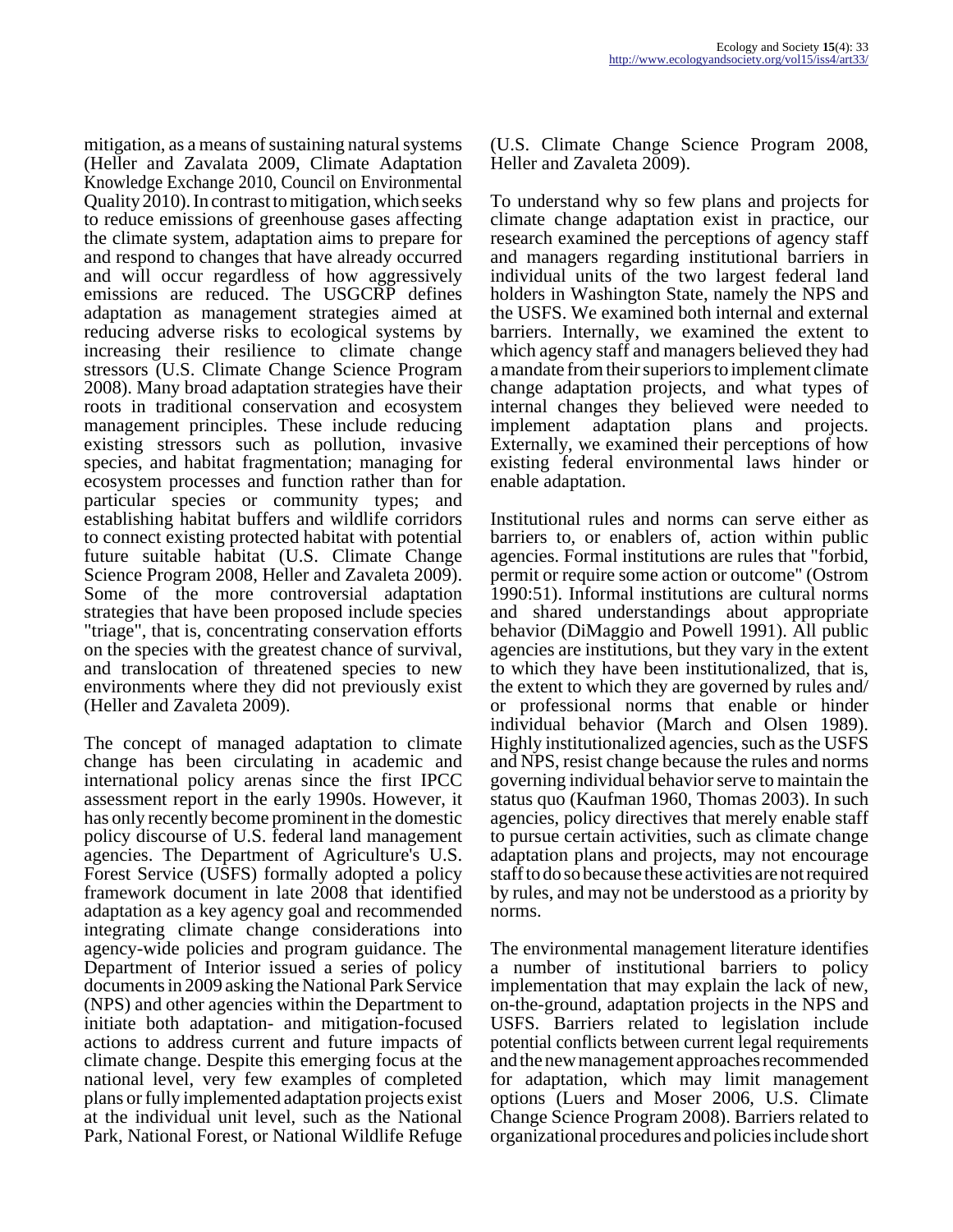mitigation, as a means of sustaining natural systems (Heller and Zavalata 2009, Climate Adaptation Knowledge Exchange 2010, Council on Environmental Quality 2010). In contrast to mitigation, which seeks to reduce emissions of greenhouse gases affecting the climate system, adaptation aims to prepare for and respond to changes that have already occurred and will occur regardless of how aggressively emissions are reduced. The USGCRP defines adaptation as management strategies aimed at reducing adverse risks to ecological systems by increasing their resilience to climate change stressors (U.S. Climate Change Science Program 2008). Many broad adaptation strategies have their roots in traditional conservation and ecosystem management principles. These include reducing existing stressors such as pollution, invasive species, and habitat fragmentation; managing for ecosystem processes and function rather than for particular species or community types; and establishing habitat buffers and wildlife corridors to connect existing protected habitat with potential future suitable habitat (U.S. Climate Change Science Program 2008, Heller and Zavaleta 2009). Some of the more controversial adaptation strategies that have been proposed include species "triage", that is, concentrating conservation efforts on the species with the greatest chance of survival, and translocation of threatened species to new environments where they did not previously exist (Heller and Zavaleta 2009).

The concept of managed adaptation to climate change has been circulating in academic and international policy arenas since the first IPCC assessment report in the early 1990s. However, it has only recently become prominent in the domestic policy discourse of U.S. federal land management agencies. The Department of Agriculture's U.S. Forest Service (USFS) formally adopted a policy framework document in late 2008 that identified adaptation as a key agency goal and recommended integrating climate change considerations into agency-wide policies and program guidance. The Department of Interior issued a series of policy documents in 2009 asking the National Park Service (NPS) and other agencies within the Department to initiate both adaptation- and mitigation-focused actions to address current and future impacts of climate change. Despite this emerging focus at the national level, very few examples of completed plans or fully implemented adaptation projects exist at the individual unit level, such as the National Park, National Forest, or National Wildlife Refuge (U.S. Climate Change Science Program 2008, Heller and Zavaleta 2009).

To understand why so few plans and projects for climate change adaptation exist in practice, our research examined the perceptions of agency staff and managers regarding institutional barriers in individual units of the two largest federal land holders in Washington State, namely the NPS and the USFS. We examined both internal and external barriers. Internally, we examined the extent to which agency staff and managers believed they had a mandate from their superiors to implement climate change adaptation projects, and what types of internal changes they believed were needed to implement adaptation plans and projects. Externally, we examined their perceptions of how existing federal environmental laws hinder or enable adaptation.

Institutional rules and norms can serve either as barriers to, or enablers of, action within public agencies. Formal institutions are rules that "forbid, permit or require some action or outcome" (Ostrom 1990:51). Informal institutions are cultural norms and shared understandings about appropriate behavior (DiMaggio and Powell 1991). All public agencies are institutions, but they vary in the extent to which they have been institutionalized, that is, the extent to which they are governed by rules and/or professional norms that enable or hinder individual behavior (March and Olsen 1989). Highly institutionalized agencies, such as the USFS and NPS, resist change because the rules and norms governing individual behavior serve to maintain the status quo (Kaufman 1960, Thomas 2003). In such agencies, policy directives that merely enable staff to pursue certain activities, such as climate change adaptation plans and projects, may not encourage staff to do so because these activities are not required by rules, and may not be understood as a priority by norms.

The environmental management literature identifies a number of institutional barriers to policy implementation that may explain the lack of new, on-the-ground, adaptation projects in the NPS and USFS. Barriers related to legislation include potential conflicts between current legal requirements and the new management approaches recommended for adaptation, which may limit management options (Luers and Moser 2006, U.S. Climate Change Science Program 2008). Barriers related to organizational procedures and policies include short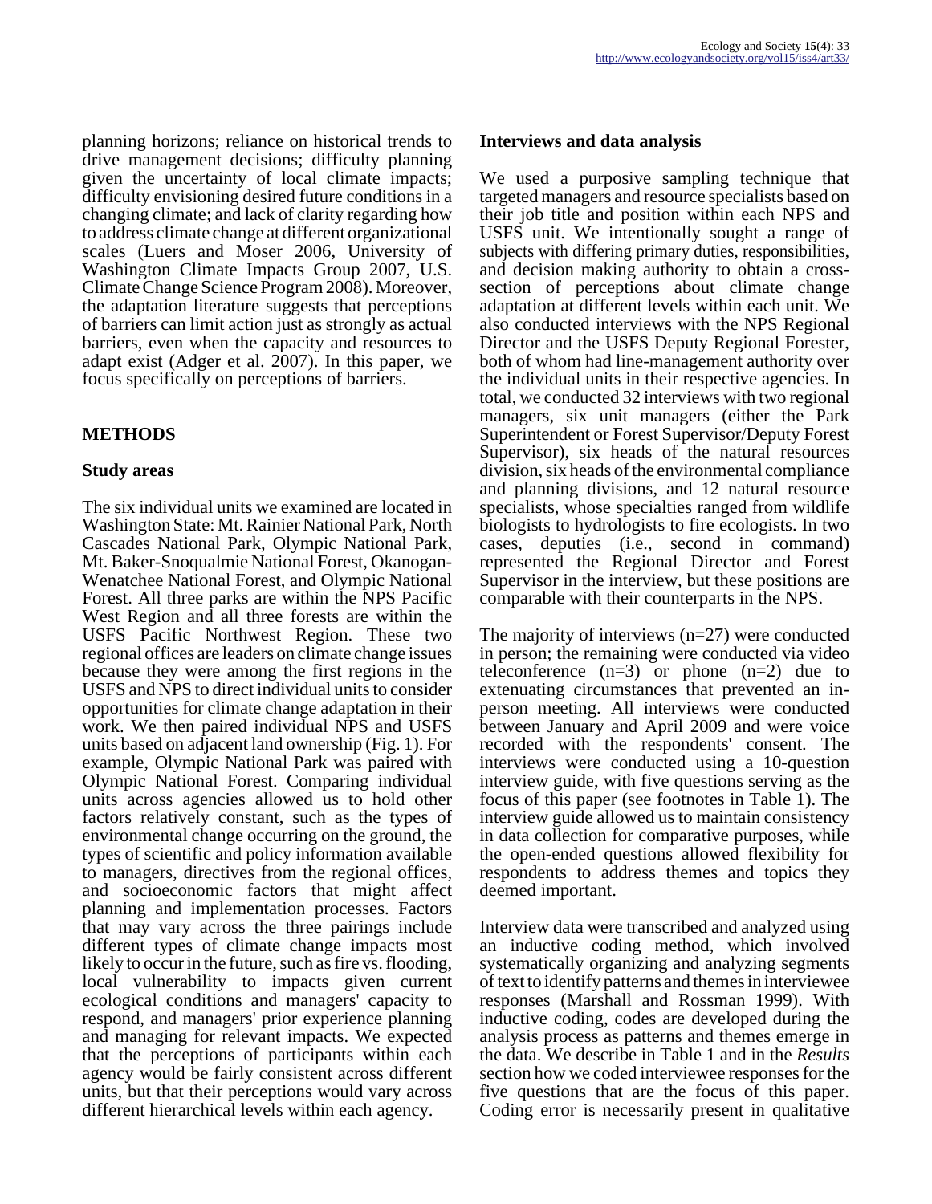planning horizons; reliance on historical trends to drive management decisions; difficulty planning given the uncertainty of local climate impacts; difficulty envisioning desired future conditions in a changing climate; and lack of clarity regarding how to address climate change at different organizational scales (Luers and Moser 2006, University of Washington Climate Impacts Group 2007, U.S. Climate Change Science Program 2008). Moreover, the adaptation literature suggests that perceptions of barriers can limit action just as strongly as actual barriers, even when the capacity and resources to adapt exist (Adger et al. 2007). In this paper, we focus specifically on perceptions of barriers.

## METHODS

### Study areas

The six individual units we examined are located in Washington State: Mt. Rainier National Park, North Cascades National Park, Olympic National Park, Mt. Baker-Snoqualmie National Forest, Okanogan-Wenatchee National Forest, and Olympic National Forest. All three parks are within the NPS Pacific West Region and all three forests are within the USFS Pacific Northwest Region. These two regional offices are leaders on climate change issues because they were among the first regions in the USFS and NPS to direct individual units to consider opportunities for climate change adaptation in their work. We then paired individual NPS and USFS units based on adjacent land ownership (Fig. 1). For example, Olympic National Park was paired with Olympic National Forest. Comparing individual units across agencies allowed us to hold other factors relatively constant, such as the types of environmental change occurring on the ground, the types of scientific and policy information available to managers, directives from the regional offices, and socioeconomic factors that might affect planning and implementation processes. Factors that may vary across the three pairings include different types of climate change impacts most likely to occur in the future, such as fire vs. flooding, local vulnerability to impacts given current ecological conditions and managers' capacity to respond, and managers' prior experience planning and managing for relevant impacts. We expected that the perceptions of participants within each agency would be fairly consistent across different units, but that their perceptions would vary across different hierarchical levels within each agency.

### Interviews and data analysis

We used a purposive sampling technique that targeted managers and resource specialists based on their job title and position within each NPS and USFS unit. We intentionally sought a range of subjects with differing primary duties, responsibilities, and decision making authority to obtain a cross-section of perceptions about climate change adaptation at different levels within each unit. We also conducted interviews with the NPS Regional Director and the USFS Deputy Regional Forester, both of whom had line-management authority over the individual units in their respective agencies. In total, we conducted 32 interviews with two regional managers, six unit managers (either the Park Superintendent or Forest Supervisor/Deputy Forest Supervisor), six heads of the natural resources division, six heads of the environmental compliance and planning divisions, and 12 natural resource specialists, whose specialties ranged from wildlife biologists to hydrologists to fire ecologists. In two cases, deputies (i.e., second in command) represented the Regional Director and Forest Supervisor in the interview, but these positions are comparable with their counterparts in the NPS.

The majority of interviews (n=27) were conducted in person; the remaining were conducted via video teleconference (n=3) or phone (n=2) due to extenuating circumstances that prevented an in-person meeting. All interviews were conducted between January and April 2009 and were voice recorded with the respondents' consent. The interviews were conducted using a 10-question interview guide, with five questions serving as the focus of this paper (see footnotes in Table 1). The interview guide allowed us to maintain consistency in data collection for comparative purposes, while the open-ended questions allowed flexibility for respondents to address themes and topics they deemed important.

Interview data were transcribed and analyzed using an inductive coding method, which involved systematically organizing and analyzing segments of text to identify patterns and themes in interviewee responses (Marshall and Rossman 1999). With inductive coding, codes are developed during the analysis process as patterns and themes emerge in the data. We describe in Table 1 and in the *Results* section how we coded interviewee responses for the five questions that are the focus of this paper. Coding error is necessarily present in qualitative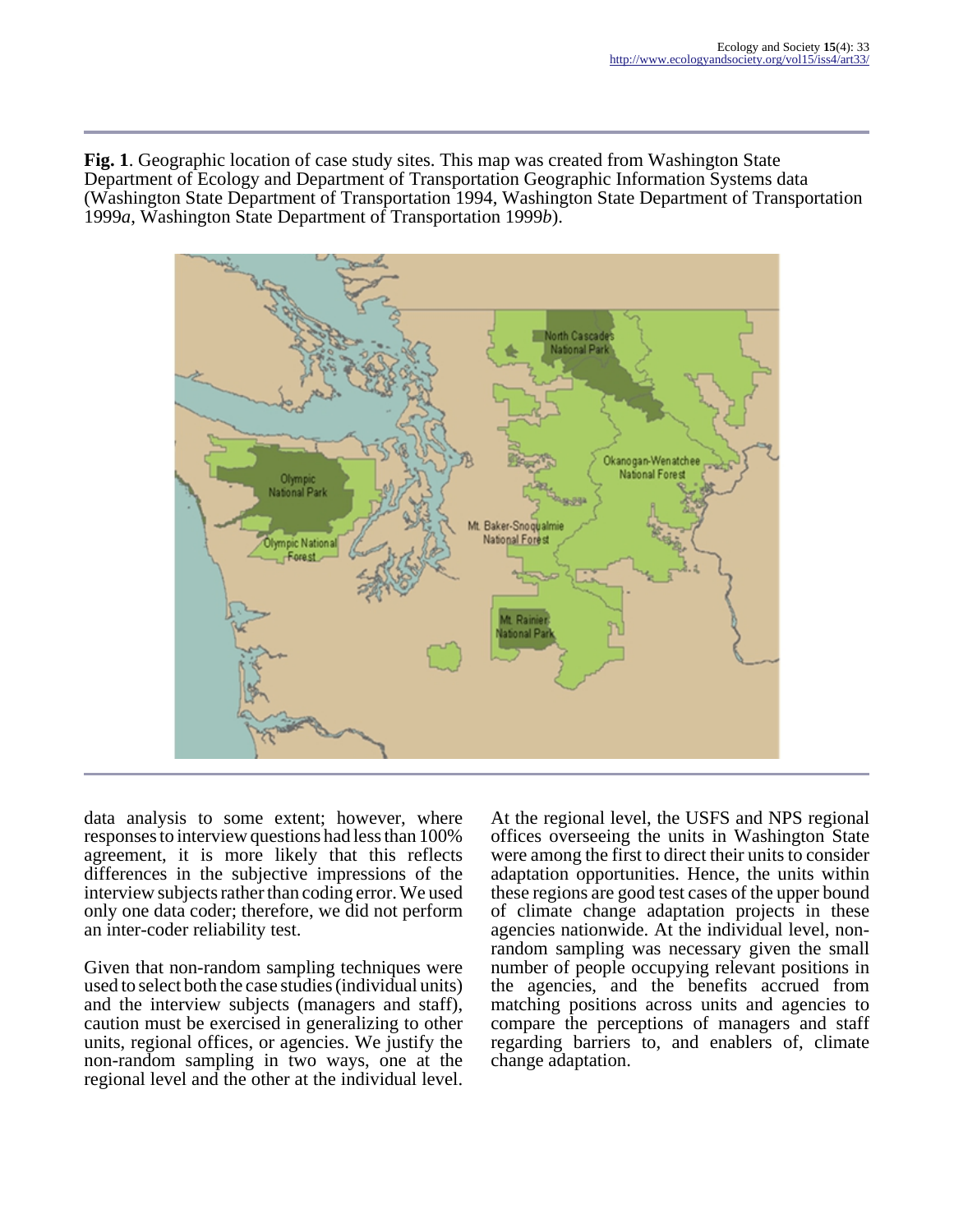**Fig. 1**. Geographic location of case study sites. This map was created from Washington State Department of Ecology and Department of Transportation Geographic Information Systems data (Washington State Department of Transportation 1994, Washington State Department of Transportation 1999*a*, Washington State Department of Transportation 1999*b*).

data analysis to some extent; however, where responses to interview questions had less than 100% agreement, it is more likely that this reflects differences in the subjective impressions of the interview subjects rather than coding error. We used only one data coder; therefore, we did not perform an inter-coder reliability test.

Given that non-random sampling techniques were used to select both the case studies (individual units) and the interview subjects (managers and staff), caution must be exercised in generalizing to other units, regional offices, or agencies. We justify the non-random sampling in two ways, one at the regional level and the other at the individual level. At the regional level, the USFS and NPS regional offices overseeing the units in Washington State were among the first to direct their units to consider adaptation opportunities. Hence, the units within these regions are good test cases of the upper bound of climate change adaptation projects in these agencies nationwide. At the individual level, non-random sampling was necessary given the small number of people occupying relevant positions in the agencies, and the benefits accrued from matching positions across units and agencies to compare the perceptions of managers and staff regarding barriers to, and enablers of, climate change adaptation.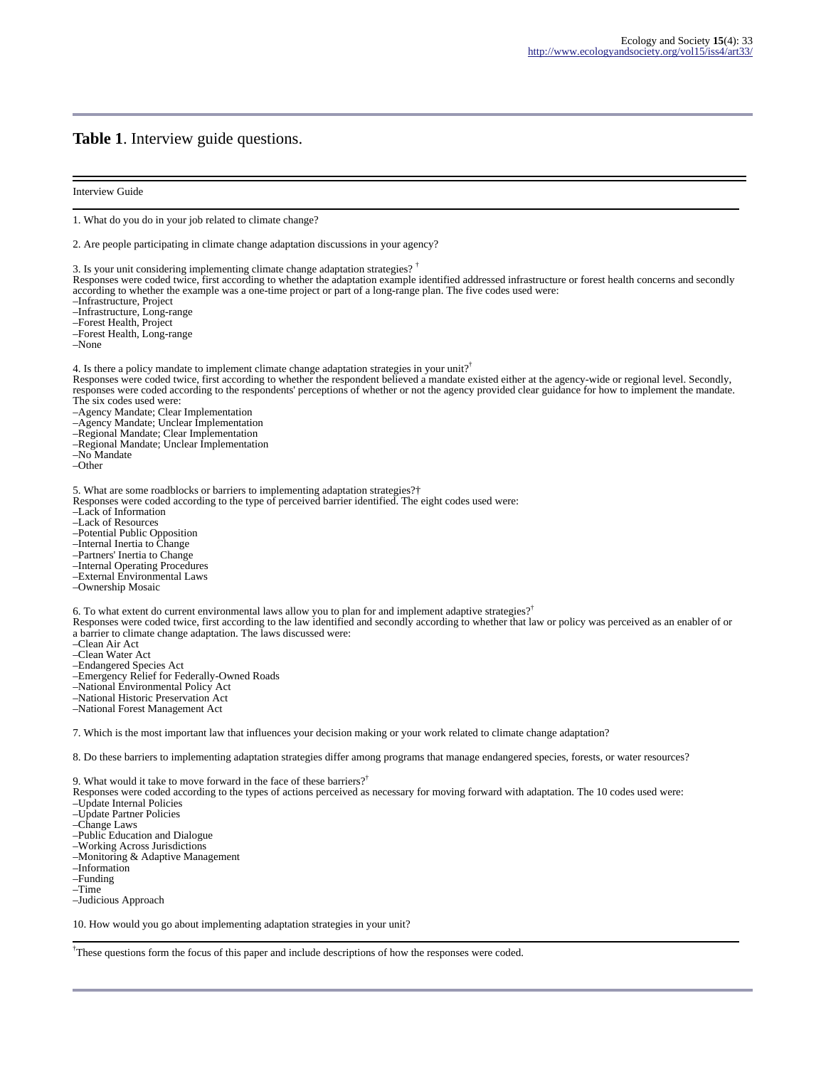**Table 1**. Interview guide questions.

Interview Guide

1. What do you do in your job related to climate change?

2. Are people participating in climate change adaptation discussions in your agency?

3. Is your unit considering implementing climate change adaptation strategies? †
Responses were coded twice, first according to whether the adaptation example identified addressed infrastructure or forest health concerns and secondly according to whether the example was a one-time project or part of a long-range plan. The five codes used were:
–Infrastructure, Project
–Infrastructure, Long-range
–Forest Health, Project
–Forest Health, Long-range
–None

4. Is there a policy mandate to implement climate change adaptation strategies in your unit?†
Responses were coded twice, first according to whether the respondent believed a mandate existed either at the agency-wide or regional level. Secondly, responses were coded according to the respondents' perceptions of whether or not the agency provided clear guidance for how to implement the mandate. The six codes used were:
–Agency Mandate; Clear Implementation
–Agency Mandate; Unclear Implementation
–Regional Mandate; Clear Implementation
–Regional Mandate; Unclear Implementation
–No Mandate
–Other

5. What are some roadblocks or barriers to implementing adaptation strategies?†
Responses were coded according to the type of perceived barrier identified. The eight codes used were:
–Lack of Information
–Lack of Resources
–Potential Public Opposition
–Internal Inertia to Change
–Partners' Inertia to Change
–Internal Operating Procedures
–External Environmental Laws
–Ownership Mosaic

6. To what extent do current environmental laws allow you to plan for and implement adaptive strategies?†
Responses were coded twice, first according to the law identified and secondly according to whether that law or policy was perceived as an enabler of or a barrier to climate change adaptation. The laws discussed were:
–Clean Air Act
–Clean Water Act
–Endangered Species Act
–Emergency Relief for Federally-Owned Roads
–National Environmental Policy Act
–National Historic Preservation Act
–National Forest Management Act

7. Which is the most important law that influences your decision making or your work related to climate change adaptation?

8. Do these barriers to implementing adaptation strategies differ among programs that manage endangered species, forests, or water resources?

9. What would it take to move forward in the face of these barriers?†
Responses were coded according to the types of actions perceived as necessary for moving forward with adaptation. The 10 codes used were:
–Update Internal Policies
–Update Partner Policies
–Change Laws
–Public Education and Dialogue
–Working Across Jurisdictions
–Monitoring & Adaptive Management
–Information
–Funding
–Time
–Judicious Approach

10. How would you go about implementing adaptation strategies in your unit?

†These questions form the focus of this paper and include descriptions of how the responses were coded.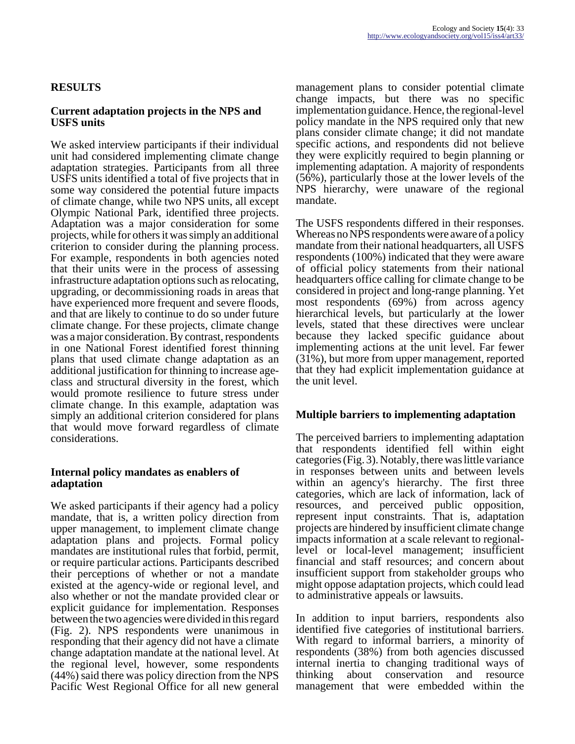## RESULTS

### Current adaptation projects in the NPS and USFS units

We asked interview participants if their individual unit had considered implementing climate change adaptation strategies. Participants from all three USFS units identified a total of five projects that in some way considered the potential future impacts of climate change, while two NPS units, all except Olympic National Park, identified three projects. Adaptation was a major consideration for some projects, while for others it was simply an additional criterion to consider during the planning process. For example, respondents in both agencies noted that their units were in the process of assessing infrastructure adaptation options such as relocating, upgrading, or decommissioning roads in areas that have experienced more frequent and severe floods, and that are likely to continue to do so under future climate change. For these projects, climate change was a major consideration. By contrast, respondents in one National Forest identified forest thinning plans that used climate change adaptation as an additional justification for thinning to increase age-class and structural diversity in the forest, which would promote resilience to future stress under climate change. In this example, adaptation was simply an additional criterion considered for plans that would move forward regardless of climate considerations.

### Internal policy mandates as enablers of adaptation

We asked participants if their agency had a policy mandate, that is, a written policy direction from upper management, to implement climate change adaptation plans and projects. Formal policy mandates are institutional rules that forbid, permit, or require particular actions. Participants described their perceptions of whether or not a mandate existed at the agency-wide or regional level, and also whether or not the mandate provided clear or explicit guidance for implementation. Responses between the two agencies were divided in this regard (Fig. 2). NPS respondents were unanimous in responding that their agency did not have a climate change adaptation mandate at the national level. At the regional level, however, some respondents (44%) said there was policy direction from the NPS Pacific West Regional Office for all new general management plans to consider potential climate change impacts, but there was no specific implementation guidance. Hence, the regional-level policy mandate in the NPS required only that new plans consider climate change; it did not mandate specific actions, and respondents did not believe they were explicitly required to begin planning or implementing adaptation. A majority of respondents (56%), particularly those at the lower levels of the NPS hierarchy, were unaware of the regional mandate.

The USFS respondents differed in their responses. Whereas no NPS respondents were aware of a policy mandate from their national headquarters, all USFS respondents (100%) indicated that they were aware of official policy statements from their national headquarters office calling for climate change to be considered in project and long-range planning. Yet most respondents (69%) from across agency hierarchical levels, but particularly at the lower levels, stated that these directives were unclear because they lacked specific guidance about implementing actions at the unit level. Far fewer (31%), but more from upper management, reported that they had explicit implementation guidance at the unit level.

### Multiple barriers to implementing adaptation

The perceived barriers to implementing adaptation that respondents identified fell within eight categories (Fig. 3). Notably, there was little variance in responses between units and between levels within an agency's hierarchy. The first three categories, which are lack of information, lack of resources, and perceived public opposition, represent input constraints. That is, adaptation projects are hindered by insufficient climate change impacts information at a scale relevant to regional-level or local-level management; insufficient financial and staff resources; and concern about insufficient support from stakeholder groups who might oppose adaptation projects, which could lead to administrative appeals or lawsuits.

In addition to input barriers, respondents also identified five categories of institutional barriers. With regard to informal barriers, a minority of respondents (38%) from both agencies discussed internal inertia to changing traditional ways of thinking about conservation and resource management that were embedded within the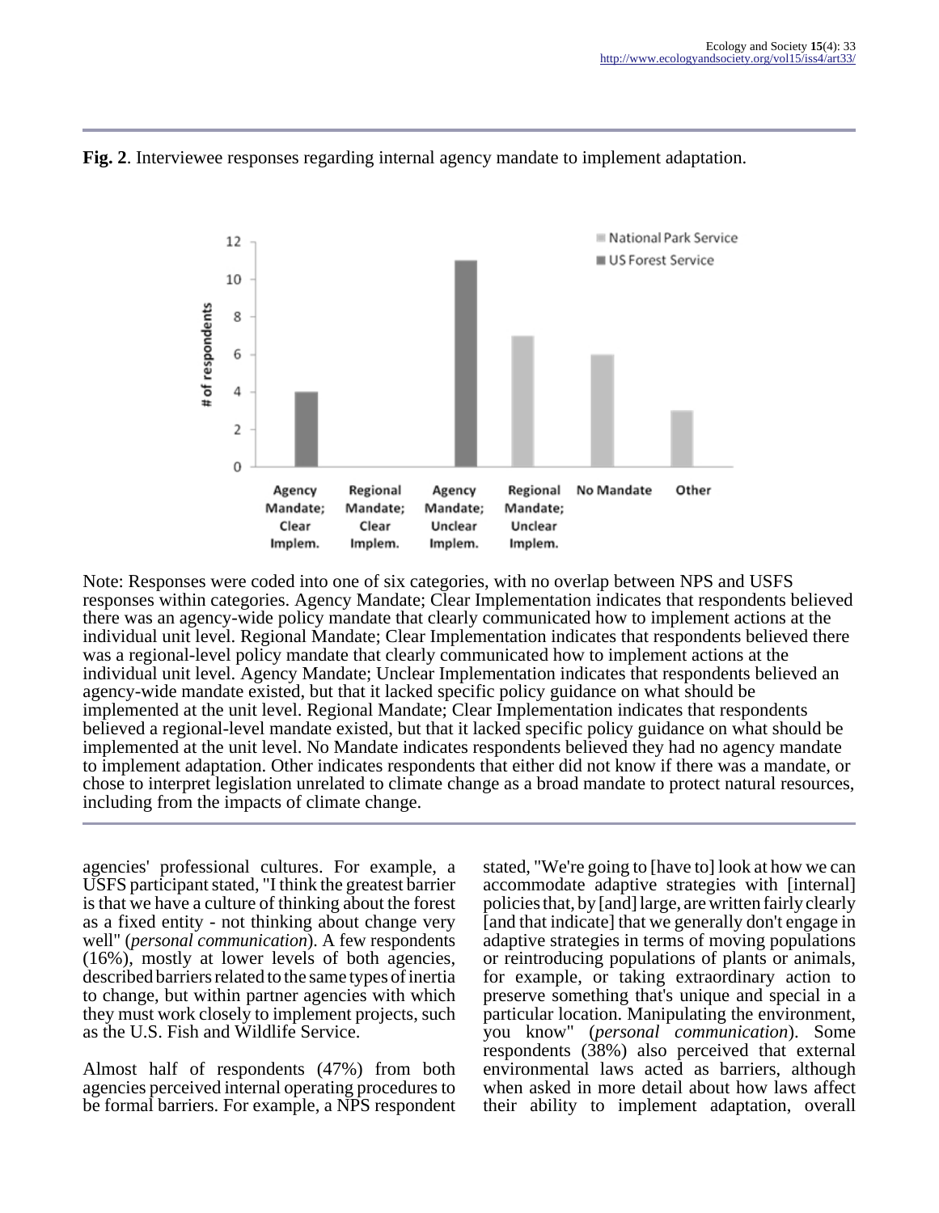**Fig. 2**. Interviewee responses regarding internal agency mandate to implement adaptation.

Note: Responses were coded into one of six categories, with no overlap between NPS and USFS responses within categories. Agency Mandate; Clear Implementation indicates that respondents believed there was an agency-wide policy mandate that clearly communicated how to implement actions at the individual unit level. Regional Mandate; Clear Implementation indicates that respondents believed there was a regional-level policy mandate that clearly communicated how to implement actions at the individual unit level. Agency Mandate; Unclear Implementation indicates that respondents believed an agency-wide mandate existed, but that it lacked specific policy guidance on what should be implemented at the unit level. Regional Mandate; Clear Implementation indicates that respondents believed a regional-level mandate existed, but that it lacked specific policy guidance on what should be implemented at the unit level. No Mandate indicates respondents believed they had no agency mandate to implement adaptation. Other indicates respondents that either did not know if there was a mandate, or chose to interpret legislation unrelated to climate change as a broad mandate to protect natural resources, including from the impacts of climate change.

agencies' professional cultures. For example, a USFS participant stated, "I think the greatest barrier is that we have a culture of thinking about the forest as a fixed entity - not thinking about change very well" (*personal communication*). A few respondents (16%), mostly at lower levels of both agencies, described barriers related to the same types of inertia to change, but within partner agencies with which they must work closely to implement projects, such as the U.S. Fish and Wildlife Service.

Almost half of respondents (47%) from both agencies perceived internal operating procedures to be formal barriers. For example, a NPS respondent stated, "We're going to [have to] look at how we can accommodate adaptive strategies with [internal] policies that, by [and] large, are written fairly clearly [and that indicate] that we generally don't engage in adaptive strategies in terms of moving populations or reintroducing populations of plants or animals, for example, or taking extraordinary action to preserve something that's unique and special in a particular location. Manipulating the environment, you know" (*personal communication*). Some respondents (38%) also perceived that external environmental laws acted as barriers, although when asked in more detail about how laws affect their ability to implement adaptation, overall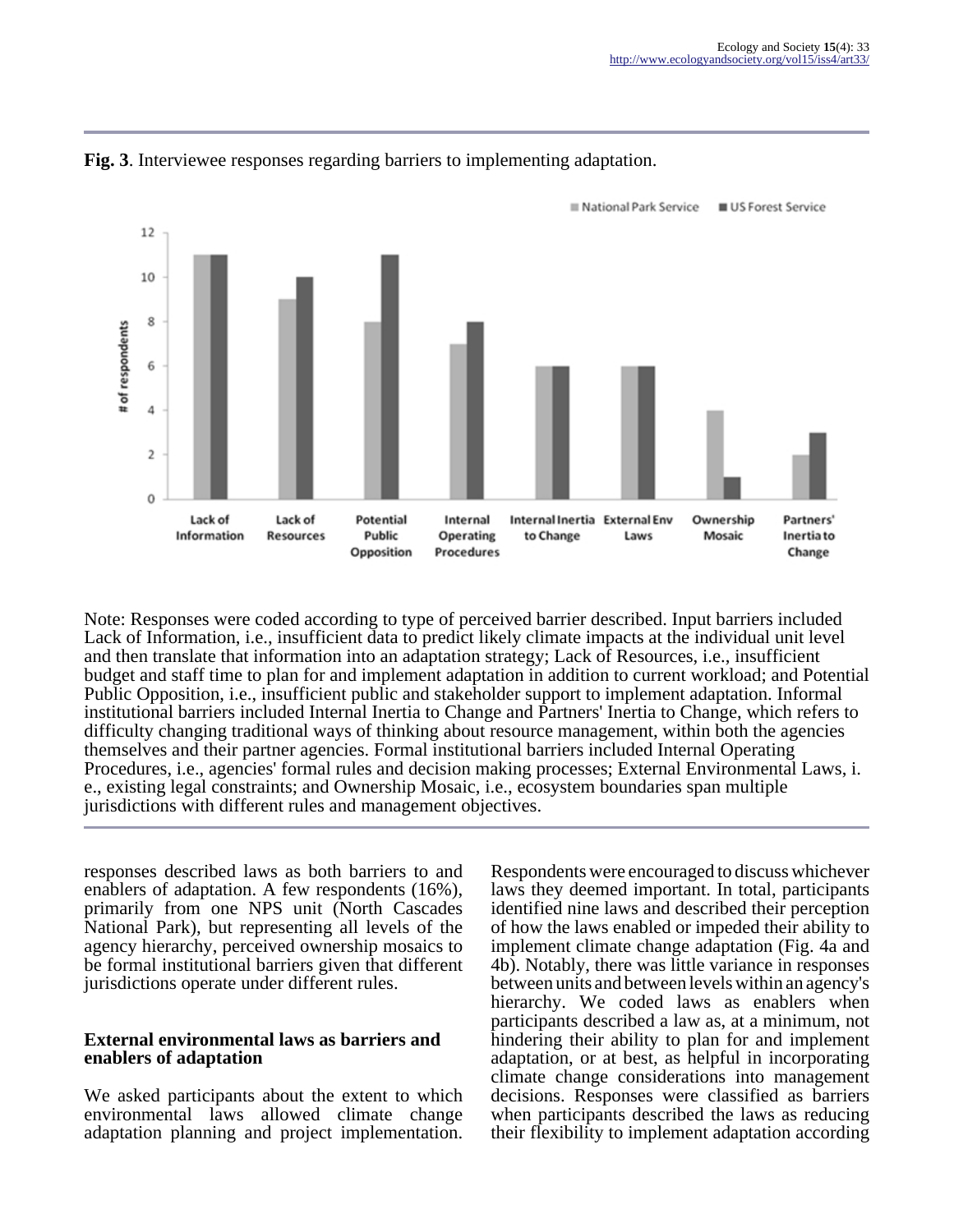**Fig. 3**. Interviewee responses regarding barriers to implementing adaptation.

Note: Responses were coded according to type of perceived barrier described. Input barriers included Lack of Information, i.e., insufficient data to predict likely climate impacts at the individual unit level and then translate that information into an adaptation strategy; Lack of Resources, i.e., insufficient budget and staff time to plan for and implement adaptation in addition to current workload; and Potential Public Opposition, i.e., insufficient public and stakeholder support to implement adaptation. Informal institutional barriers included Internal Inertia to Change and Partners' Inertia to Change, which refers to difficulty changing traditional ways of thinking about resource management, within both the agencies themselves and their partner agencies. Formal institutional barriers included Internal Operating Procedures, i.e., agencies' formal rules and decision making processes; External Environmental Laws, i.e., existing legal constraints; and Ownership Mosaic, i.e., ecosystem boundaries span multiple jurisdictions with different rules and management objectives.

responses described laws as both barriers to and enablers of adaptation. A few respondents (16%), primarily from one NPS unit (North Cascades National Park), but representing all levels of the agency hierarchy, perceived ownership mosaics to be formal institutional barriers given that different jurisdictions operate under different rules.

### External environmental laws as barriers and enablers of adaptation

We asked participants about the extent to which environmental laws allowed climate change adaptation planning and project implementation. Respondents were encouraged to discuss whichever laws they deemed important. In total, participants identified nine laws and described their perception of how the laws enabled or impeded their ability to implement climate change adaptation (Fig. 4a and 4b). Notably, there was little variance in responses between units and between levels within an agency's hierarchy. We coded laws as enablers when participants described a law as, at a minimum, not hindering their ability to plan for and implement adaptation, or at best, as helpful in incorporating climate change considerations into management decisions. Responses were classified as barriers when participants described the laws as reducing their flexibility to implement adaptation according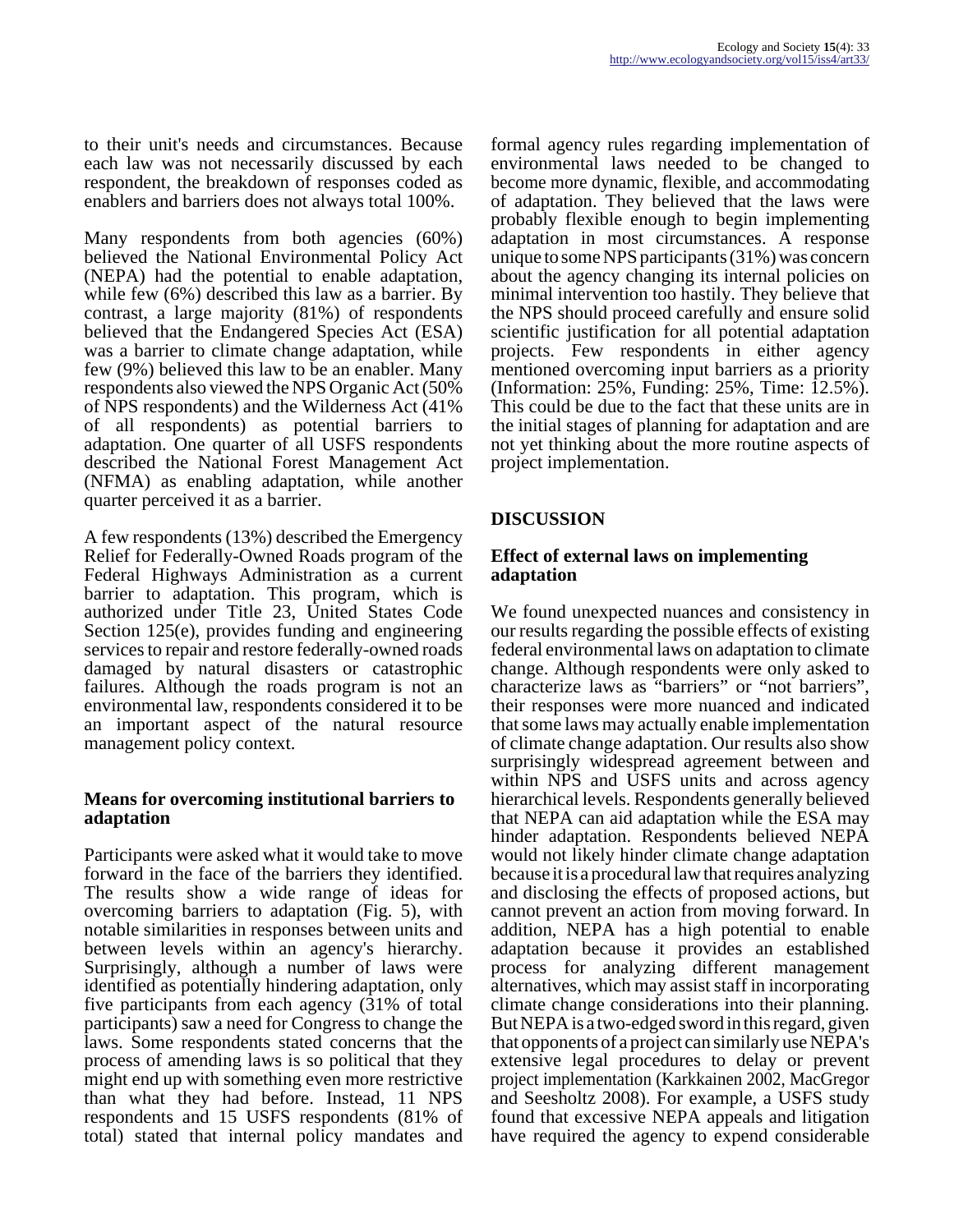to their unit's needs and circumstances. Because each law was not necessarily discussed by each respondent, the breakdown of responses coded as enablers and barriers does not always total 100%.

Many respondents from both agencies (60%) believed the National Environmental Policy Act (NEPA) had the potential to enable adaptation, while few (6%) described this law as a barrier. By contrast, a large majority (81%) of respondents believed that the Endangered Species Act (ESA) was a barrier to climate change adaptation, while few (9%) believed this law to be an enabler. Many respondents also viewed the NPS Organic Act (50% of NPS respondents) and the Wilderness Act (41% of all respondents) as potential barriers to adaptation. One quarter of all USFS respondents described the National Forest Management Act (NFMA) as enabling adaptation, while another quarter perceived it as a barrier.

A few respondents (13%) described the Emergency Relief for Federally-Owned Roads program of the Federal Highways Administration as a current barrier to adaptation. This program, which is authorized under Title 23, United States Code Section 125(e), provides funding and engineering services to repair and restore federally-owned roads damaged by natural disasters or catastrophic failures. Although the roads program is not an environmental law, respondents considered it to be an important aspect of the natural resource management policy context.

### Means for overcoming institutional barriers to adaptation

Participants were asked what it would take to move forward in the face of the barriers they identified. The results show a wide range of ideas for overcoming barriers to adaptation (Fig. 5), with notable similarities in responses between units and between levels within an agency's hierarchy. Surprisingly, although a number of laws were identified as potentially hindering adaptation, only five participants from each agency (31% of total participants) saw a need for Congress to change the laws. Some respondents stated concerns that the process of amending laws is so political that they might end up with something even more restrictive than what they had before. Instead, 11 NPS respondents and 15 USFS respondents (81% of total) stated that internal policy mandates and formal agency rules regarding implementation of environmental laws needed to be changed to become more dynamic, flexible, and accommodating of adaptation. They believed that the laws were probably flexible enough to begin implementing adaptation in most circumstances. A response unique to some NPS participants (31%) was concern about the agency changing its internal policies on minimal intervention too hastily. They believe that the NPS should proceed carefully and ensure solid scientific justification for all potential adaptation projects. Few respondents in either agency mentioned overcoming input barriers as a priority (Information: 25%, Funding: 25%, Time: 12.5%). This could be due to the fact that these units are in the initial stages of planning for adaptation and are not yet thinking about the more routine aspects of project implementation.

## DISCUSSION

### Effect of external laws on implementing adaptation

We found unexpected nuances and consistency in our results regarding the possible effects of existing federal environmental laws on adaptation to climate change. Although respondents were only asked to characterize laws as "barriers" or "not barriers", their responses were more nuanced and indicated that some laws may actually enable implementation of climate change adaptation. Our results also show surprisingly widespread agreement between and within NPS and USFS units and across agency hierarchical levels. Respondents generally believed that NEPA can aid adaptation while the ESA may hinder adaptation. Respondents believed NEPA would not likely hinder climate change adaptation because it is a procedural law that requires analyzing and disclosing the effects of proposed actions, but cannot prevent an action from moving forward. In addition, NEPA has a high potential to enable adaptation because it provides an established process for analyzing different management alternatives, which may assist staff in incorporating climate change considerations into their planning. But NEPA is a two-edged sword in this regard, given that opponents of a project can similarly use NEPA's extensive legal procedures to delay or prevent project implementation (Karkkainen 2002, MacGregor and Seesholtz 2008). For example, a USFS study found that excessive NEPA appeals and litigation have required the agency to expend considerable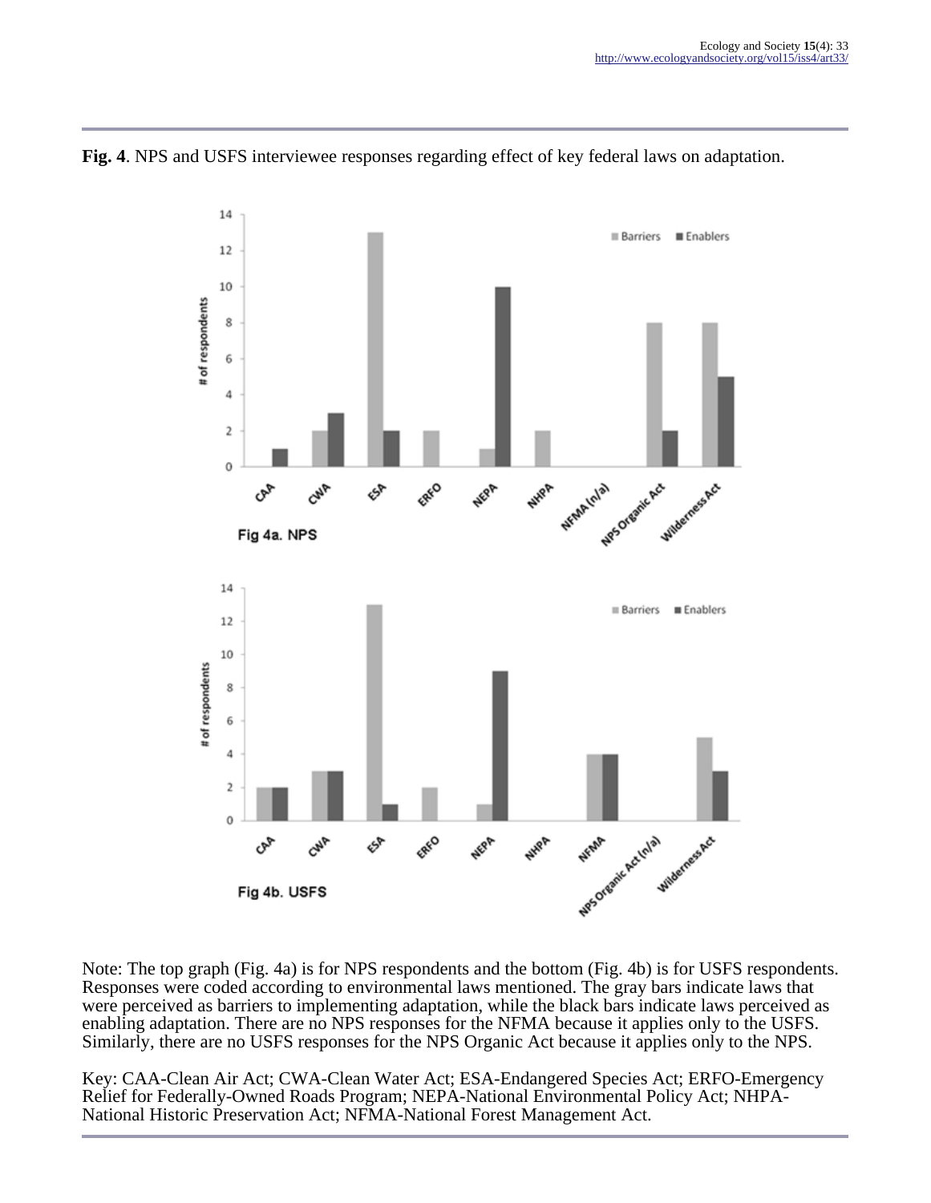**Fig. 4**. NPS and USFS interviewee responses regarding effect of key federal laws on adaptation.

Note: The top graph (Fig. 4a) is for NPS respondents and the bottom (Fig. 4b) is for USFS respondents. Responses were coded according to environmental laws mentioned. The gray bars indicate laws that were perceived as barriers to implementing adaptation, while the black bars indicate laws perceived as enabling adaptation. There are no NPS responses for the NFMA because it applies only to the USFS. Similarly, there are no USFS responses for the NPS Organic Act because it applies only to the NPS.

Key: CAA-Clean Air Act; CWA-Clean Water Act; ESA-Endangered Species Act; ERFO-Emergency Relief for Federally-Owned Roads Program; NEPA-National Environmental Policy Act; NHPA-National Historic Preservation Act; NFMA-National Forest Management Act.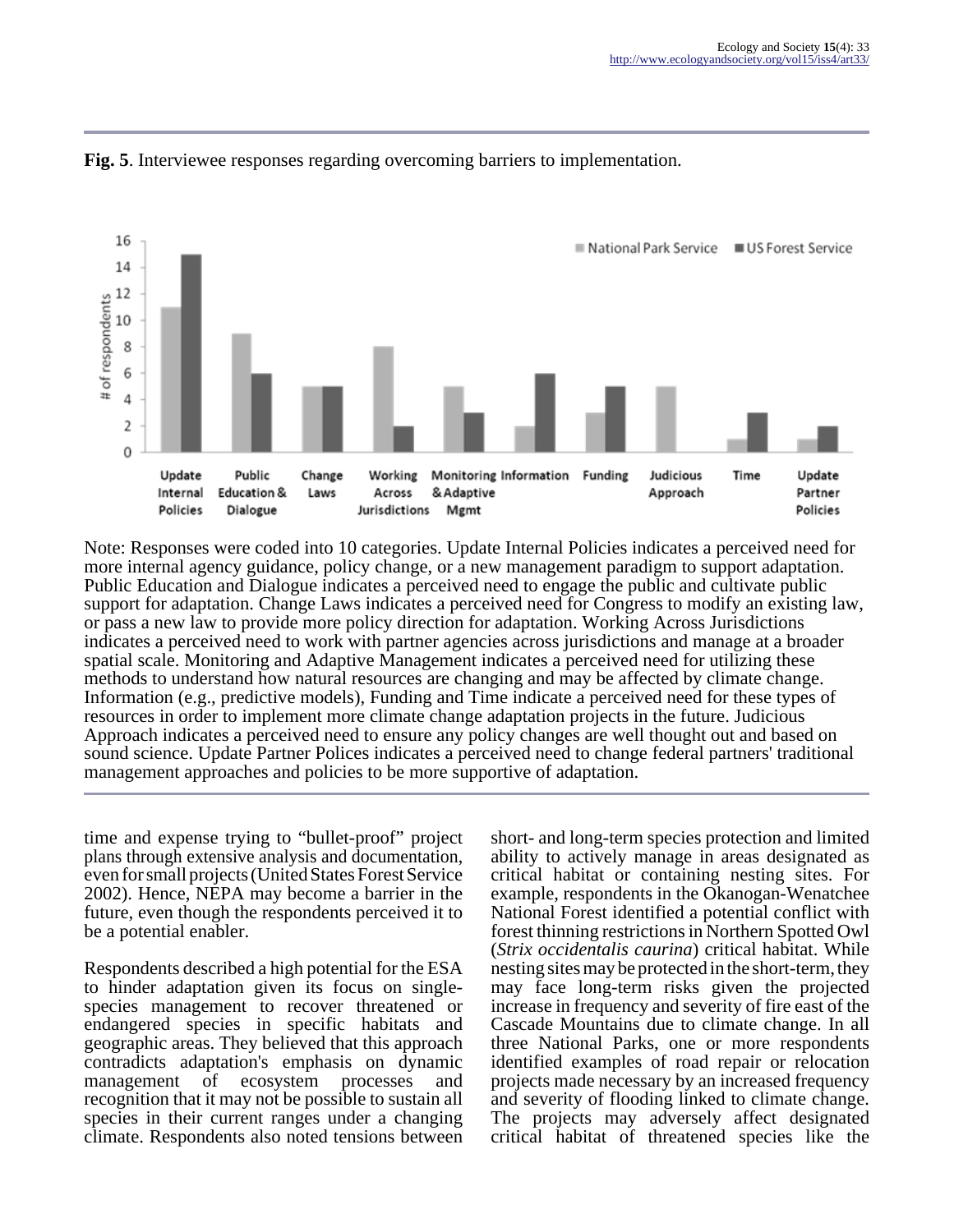**Fig. 5**. Interviewee responses regarding overcoming barriers to implementation.

16
14
12
10
8
6
4
2
0

# of respondents

National Park Service
US Forest Service

Update Internal Policies
Public Education & Dialogue
Change Laws
Working Across Jurisdictions
Monitoring & Adaptive Mgmt
Information
Funding
Judicious Approach
Time
Update Partner Policies

Note: Responses were coded into 10 categories. Update Internal Policies indicates a perceived need for more internal agency guidance, policy change, or a new management paradigm to support adaptation. Public Education and Dialogue indicates a perceived need to engage the public and cultivate public support for adaptation. Change Laws indicates a perceived need for Congress to modify an existing law, or pass a new law to provide more policy direction for adaptation. Working Across Jurisdictions indicates a perceived need to work with partner agencies across jurisdictions and manage at a broader spatial scale. Monitoring and Adaptive Management indicates a perceived need for utilizing these methods to understand how natural resources are changing and may be affected by climate change. Information (e.g., predictive models), Funding and Time indicate a perceived need for these types of resources in order to implement more climate change adaptation projects in the future. Judicious Approach indicates a perceived need to ensure any policy changes are well thought out and based on sound science. Update Partner Polices indicates a perceived need to change federal partners' traditional management approaches and policies to be more supportive of adaptation.

time and expense trying to "bullet-proof" project plans through extensive analysis and documentation, even for small projects (United States Forest Service 2002). Hence, NEPA may become a barrier in the future, even though the respondents perceived it to be a potential enabler.

Respondents described a high potential for the ESA to hinder adaptation given its focus on single-species management to recover threatened or endangered species in specific habitats and geographic areas. They believed that this approach contradicts adaptation's emphasis on dynamic management of ecosystem processes and recognition that it may not be possible to sustain all species in their current ranges under a changing climate. Respondents also noted tensions between short- and long-term species protection and limited ability to actively manage in areas designated as critical habitat or containing nesting sites. For example, respondents in the Okanogan-Wenatchee National Forest identified a potential conflict with forest thinning restrictions in Northern Spotted Owl (*Strix occidentalis caurina*) critical habitat. While nesting sites may be protected in the short-term, they may face long-term risks given the projected increase in frequency and severity of fire east of the Cascade Mountains due to climate change. In all three National Parks, one or more respondents identified examples of road repair or relocation projects made necessary by an increased frequency and severity of flooding linked to climate change. The projects may adversely affect designated critical habitat of threatened species like the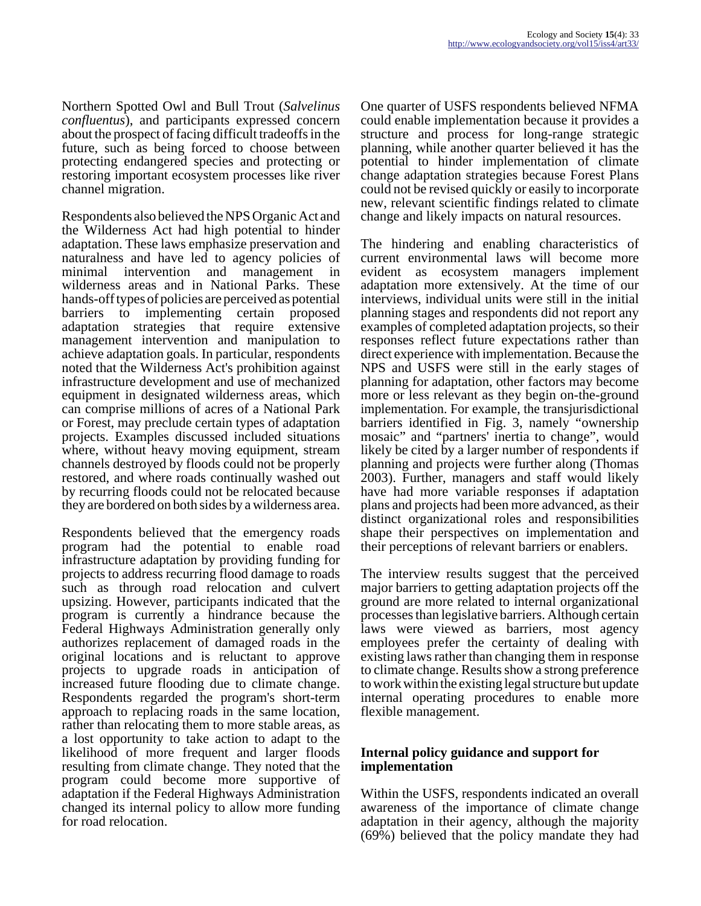Northern Spotted Owl and Bull Trout (*Salvelinus confluentus*), and participants expressed concern about the prospect of facing difficult tradeoffs in the future, such as being forced to choose between protecting endangered species and protecting or restoring important ecosystem processes like river channel migration.

Respondents also believed the NPS Organic Act and the Wilderness Act had high potential to hinder adaptation. These laws emphasize preservation and naturalness and have led to agency policies of minimal intervention and management in wilderness areas and in National Parks. These hands-off types of policies are perceived as potential barriers to implementing certain proposed adaptation strategies that require extensive management intervention and manipulation to achieve adaptation goals. In particular, respondents noted that the Wilderness Act's prohibition against infrastructure development and use of mechanized equipment in designated wilderness areas, which can comprise millions of acres of a National Park or Forest, may preclude certain types of adaptation projects. Examples discussed included situations where, without heavy moving equipment, stream channels destroyed by floods could not be properly restored, and where roads continually washed out by recurring floods could not be relocated because they are bordered on both sides by a wilderness area.

Respondents believed that the emergency roads program had the potential to enable road infrastructure adaptation by providing funding for projects to address recurring flood damage to roads such as through road relocation and culvert upsizing. However, participants indicated that the program is currently a hindrance because the Federal Highways Administration generally only authorizes replacement of damaged roads in the original locations and is reluctant to approve projects to upgrade roads in anticipation of increased future flooding due to climate change. Respondents regarded the program's short-term approach to replacing roads in the same location, rather than relocating them to more stable areas, as a lost opportunity to take action to adapt to the likelihood of more frequent and larger floods resulting from climate change. They noted that the program could become more supportive of adaptation if the Federal Highways Administration changed its internal policy to allow more funding for road relocation.

One quarter of USFS respondents believed NFMA could enable implementation because it provides a structure and process for long-range strategic planning, while another quarter believed it has the potential to hinder implementation of climate change adaptation strategies because Forest Plans could not be revised quickly or easily to incorporate new, relevant scientific findings related to climate change and likely impacts on natural resources.

The hindering and enabling characteristics of current environmental laws will become more evident as ecosystem managers implement adaptation more extensively. At the time of our interviews, individual units were still in the initial planning stages and respondents did not report any examples of completed adaptation projects, so their responses reflect future expectations rather than direct experience with implementation. Because the NPS and USFS were still in the early stages of planning for adaptation, other factors may become more or less relevant as they begin on-the-ground implementation. For example, the transjurisdictional barriers identified in Fig. 3, namely "ownership mosaic" and "partners' inertia to change", would likely be cited by a larger number of respondents if planning and projects were further along (Thomas 2003). Further, managers and staff would likely have had more variable responses if adaptation plans and projects had been more advanced, as their distinct organizational roles and responsibilities shape their perspectives on implementation and their perceptions of relevant barriers or enablers.

The interview results suggest that the perceived major barriers to getting adaptation projects off the ground are more related to internal organizational processes than legislative barriers. Although certain laws were viewed as barriers, most agency employees prefer the certainty of dealing with existing laws rather than changing them in response to climate change. Results show a strong preference to work within the existing legal structure but update internal operating procedures to enable more flexible management.

### Internal policy guidance and support for implementation

Within the USFS, respondents indicated an overall awareness of the importance of climate change adaptation in their agency, although the majority (69%) believed that the policy mandate they had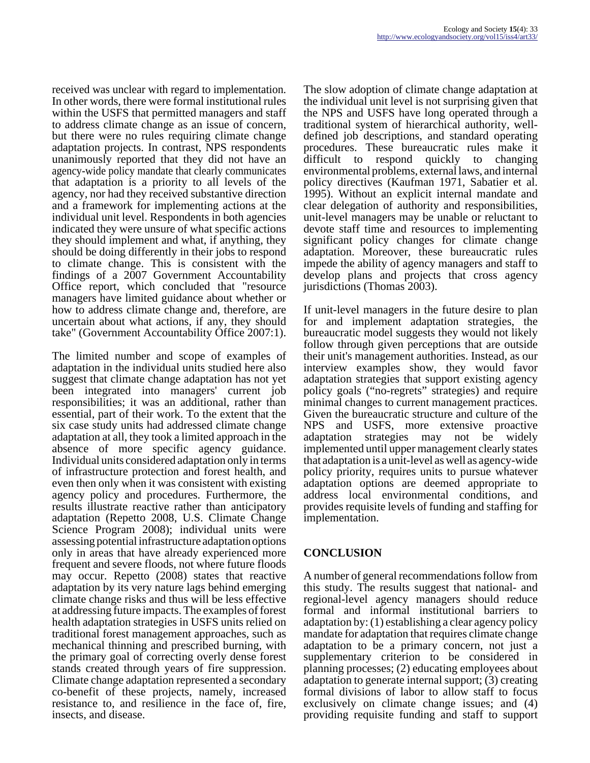received was unclear with regard to implementation. In other words, there were formal institutional rules within the USFS that permitted managers and staff to address climate change as an issue of concern, but there were no rules requiring climate change adaptation projects. In contrast, NPS respondents unanimously reported that they did not have an agency-wide policy mandate that clearly communicates that adaptation is a priority to all levels of the agency, nor had they received substantive direction and a framework for implementing actions at the individual unit level. Respondents in both agencies indicated they were unsure of what specific actions they should implement and what, if anything, they should be doing differently in their jobs to respond to climate change. This is consistent with the findings of a 2007 Government Accountability Office report, which concluded that "resource managers have limited guidance about whether or how to address climate change and, therefore, are uncertain about what actions, if any, they should take" (Government Accountability Office 2007:1).

The limited number and scope of examples of adaptation in the individual units studied here also suggest that climate change adaptation has not yet been integrated into managers' current job responsibilities; it was an additional, rather than essential, part of their work. To the extent that the six case study units had addressed climate change adaptation at all, they took a limited approach in the absence of more specific agency guidance. Individual units considered adaptation only in terms of infrastructure protection and forest health, and even then only when it was consistent with existing agency policy and procedures. Furthermore, the results illustrate reactive rather than anticipatory adaptation (Repetto 2008, U.S. Climate Change Science Program 2008); individual units were assessing potential infrastructure adaptation options only in areas that have already experienced more frequent and severe floods, not where future floods may occur. Repetto (2008) states that reactive adaptation by its very nature lags behind emerging climate change risks and thus will be less effective at addressing future impacts. The examples of forest health adaptation strategies in USFS units relied on traditional forest management approaches, such as mechanical thinning and prescribed burning, with the primary goal of correcting overly dense forest stands created through years of fire suppression. Climate change adaptation represented a secondary co-benefit of these projects, namely, increased resistance to, and resilience in the face of, fire, insects, and disease.

The slow adoption of climate change adaptation at the individual unit level is not surprising given that the NPS and USFS have long operated through a traditional system of hierarchical authority, well-defined job descriptions, and standard operating procedures. These bureaucratic rules make it difficult to respond quickly to changing environmental problems, external laws, and internal policy directives (Kaufman 1971, Sabatier et al. 1995). Without an explicit internal mandate and clear delegation of authority and responsibilities, unit-level managers may be unable or reluctant to devote staff time and resources to implementing significant policy changes for climate change adaptation. Moreover, these bureaucratic rules impede the ability of agency managers and staff to develop plans and projects that cross agency jurisdictions (Thomas 2003).

If unit-level managers in the future desire to plan for and implement adaptation strategies, the bureaucratic model suggests they would not likely follow through given perceptions that are outside their unit's management authorities. Instead, as our interview examples show, they would favor adaptation strategies that support existing agency policy goals ("no-regrets" strategies) and require minimal changes to current management practices. Given the bureaucratic structure and culture of the NPS and USFS, more extensive proactive adaptation strategies may not be widely implemented until upper management clearly states that adaptation is a unit-level as well as agency-wide policy priority, requires units to pursue whatever adaptation options are deemed appropriate to address local environmental conditions, and provides requisite levels of funding and staffing for implementation.

## CONCLUSION

A number of general recommendations follow from this study. The results suggest that national- and regional-level agency managers should reduce formal and informal institutional barriers to adaptation by: (1) establishing a clear agency policy mandate for adaptation that requires climate change adaptation to be a primary concern, not just a supplementary criterion to be considered in planning processes; (2) educating employees about adaptation to generate internal support; (3) creating formal divisions of labor to allow staff to focus exclusively on climate change issues; and (4) providing requisite funding and staff to support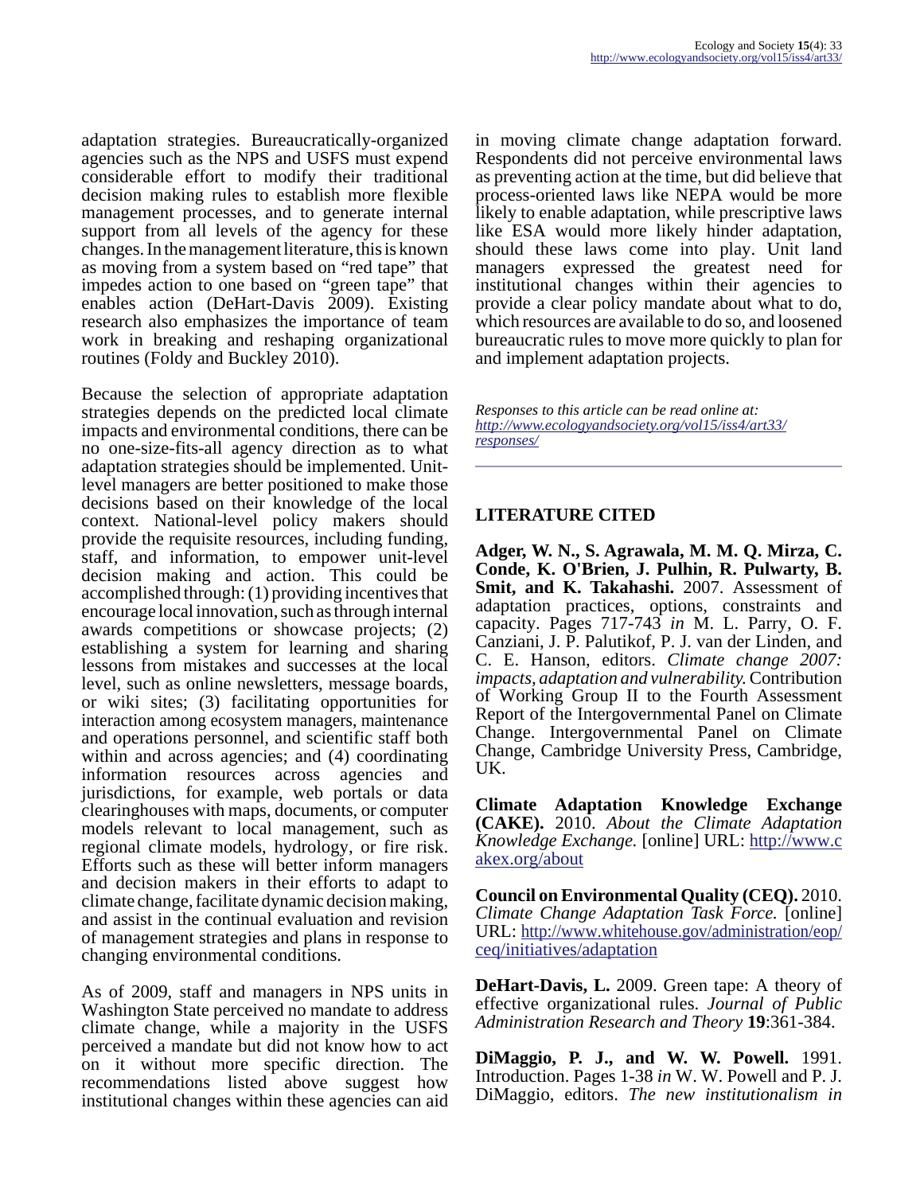adaptation strategies. Bureaucratically-organized agencies such as the NPS and USFS must expend considerable effort to modify their traditional decision making rules to establish more flexible management processes, and to generate internal support from all levels of the agency for these changes. In the management literature, this is known as moving from a system based on "red tape" that impedes action to one based on "green tape" that enables action (DeHart-Davis 2009). Existing research also emphasizes the importance of team work in breaking and reshaping organizational routines (Foldy and Buckley 2010).

Because the selection of appropriate adaptation strategies depends on the predicted local climate impacts and environmental conditions, there can be no one-size-fits-all agency direction as to what adaptation strategies should be implemented. Unit-level managers are better positioned to make those decisions based on their knowledge of the local context. National-level policy makers should provide the requisite resources, including funding, staff, and information, to empower unit-level decision making and action. This could be accomplished through: (1) providing incentives that encourage local innovation, such as through internal awards competitions or showcase projects; (2) establishing a system for learning and sharing lessons from mistakes and successes at the local level, such as online newsletters, message boards, or wiki sites; (3) facilitating opportunities for interaction among ecosystem managers, maintenance and operations personnel, and scientific staff both within and across agencies; and (4) coordinating information resources across agencies and jurisdictions, for example, web portals or data clearinghouses with maps, documents, or computer models relevant to local management, such as regional climate models, hydrology, or fire risk. Efforts such as these will better inform managers and decision makers in their efforts to adapt to climate change, facilitate dynamic decision making, and assist in the continual evaluation and revision of management strategies and plans in response to changing environmental conditions.

As of 2009, staff and managers in NPS units in Washington State perceived no mandate to address climate change, while a majority in the USFS perceived a mandate but did not know how to act on it without more specific direction. The recommendations listed above suggest how institutional changes within these agencies can aid in moving climate change adaptation forward. Respondents did not perceive environmental laws as preventing action at the time, but did believe that process-oriented laws like NEPA would be more likely to enable adaptation, while prescriptive laws like ESA would more likely hinder adaptation, should these laws come into play. Unit land managers expressed the greatest need for institutional changes within their agencies to provide a clear policy mandate about what to do, which resources are available to do so, and loosened bureaucratic rules to move more quickly to plan for and implement adaptation projects.

*Responses to this article can be read online at:*
*http://www.ecologyandsociety.org/vol15/iss4/art33/responses/*

## LITERATURE CITED

**Adger, W. N., S. Agrawala, M. M. Q. Mirza, C. Conde, K. O'Brien, J. Pulhin, R. Pulwarty, B. Smit, and K. Takahashi.** 2007. Assessment of adaptation practices, options, constraints and capacity. Pages 717-743 *in* M. L. Parry, O. F. Canziani, J. P. Palutikof, P. J. van der Linden, and C. E. Hanson, editors. *Climate change 2007: impacts, adaptation and vulnerability.* Contribution of Working Group II to the Fourth Assessment Report of the Intergovernmental Panel on Climate Change. Intergovernmental Panel on Climate Change, Cambridge University Press, Cambridge, UK.

**Climate Adaptation Knowledge Exchange (CAKE).** 2010. *About the Climate Adaptation Knowledge Exchange.* [online] URL: http://www.cakex.org/about

**Council on Environmental Quality (CEQ).** 2010. *Climate Change Adaptation Task Force.* [online] URL: http://www.whitehouse.gov/administration/eop/ceq/initiatives/adaptation

**DeHart-Davis, L.** 2009. Green tape: A theory of effective organizational rules. *Journal of Public Administration Research and Theory* **19**:361-384.

**DiMaggio, P. J., and W. W. Powell.** 1991. Introduction. Pages 1-38 *in* W. W. Powell and P. J. DiMaggio, editors. *The new institutionalism in*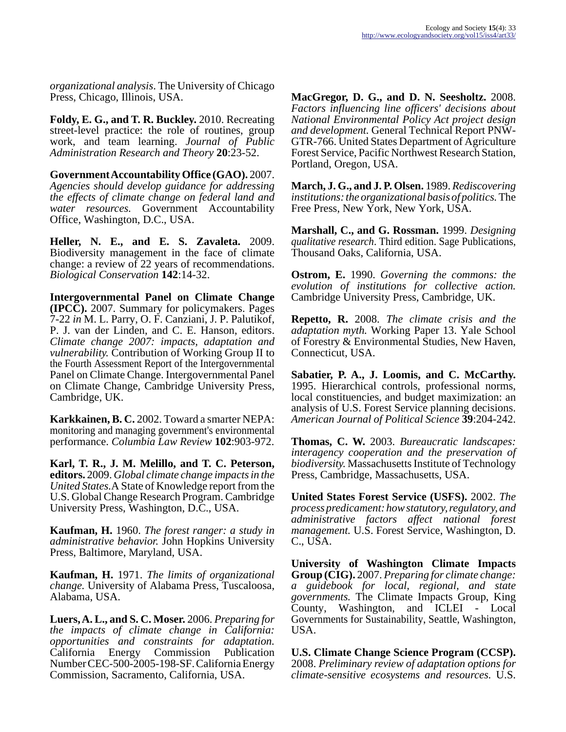*organizational analysis*. The University of Chicago Press, Chicago, Illinois, USA.

**Foldy, E. G., and T. R. Buckley.** 2010. Recreating street-level practice: the role of routines, group work, and team learning. *Journal of Public Administration Research and Theory* **20**:23-52.

**Government Accountability Office (GAO).** 2007. *Agencies should develop guidance for addressing the effects of climate change on federal land and water resources.* Government Accountability Office, Washington, D.C., USA.

**Heller, N. E., and E. S. Zavaleta.** 2009. Biodiversity management in the face of climate change: a review of 22 years of recommendations. *Biological Conservation* **142**:14-32.

**Intergovernmental Panel on Climate Change (IPCC).** 2007. Summary for policymakers. Pages 7-22 *in* M. L. Parry, O. F. Canziani, J. P. Palutikof, P. J. van der Linden, and C. E. Hanson, editors. *Climate change 2007: impacts, adaptation and vulnerability.* Contribution of Working Group II to the Fourth Assessment Report of the Intergovernmental Panel on Climate Change. Intergovernmental Panel on Climate Change, Cambridge University Press, Cambridge, UK.

**Karkkainen, B. C.** 2002. Toward a smarter NEPA: monitoring and managing government's environmental performance. *Columbia Law Review* **102**:903-972.

**Karl, T. R., J. M. Melillo, and T. C. Peterson, editors.** 2009. *Global climate change impacts in the United States.* A State of Knowledge report from the U.S. Global Change Research Program. Cambridge University Press, Washington, D.C., USA.

**Kaufman, H.** 1960. *The forest ranger: a study in administrative behavior.* John Hopkins University Press, Baltimore, Maryland, USA.

**Kaufman, H.** 1971. *The limits of organizational change.* University of Alabama Press, Tuscaloosa, Alabama, USA.

**Luers, A. L., and S. C. Moser.** 2006. *Preparing for the impacts of climate change in California: opportunities and constraints for adaptation.* California Energy Commission Publication Number CEC-500-2005-198-SF. California Energy Commission, Sacramento, California, USA.

**MacGregor, D. G., and D. N. Seesholtz.** 2008. *Factors influencing line officers' decisions about National Environmental Policy Act project design and development.* General Technical Report PNW-GTR-766. United States Department of Agriculture Forest Service, Pacific Northwest Research Station, Portland, Oregon, USA.

**March, J. G., and J. P. Olsen.** 1989. *Rediscovering institutions: the organizational basis of politics.* The Free Press, New York, New York, USA.

**Marshall, C., and G. Rossman.** 1999. *Designing qualitative research.* Third edition. Sage Publications, Thousand Oaks, California, USA.

**Ostrom, E.** 1990. *Governing the commons: the evolution of institutions for collective action.* Cambridge University Press, Cambridge, UK.

**Repetto, R.** 2008. *The climate crisis and the adaptation myth.* Working Paper 13. Yale School of Forestry & Environmental Studies, New Haven, Connecticut, USA.

**Sabatier, P. A., J. Loomis, and C. McCarthy.** 1995. Hierarchical controls, professional norms, local constituencies, and budget maximization: an analysis of U.S. Forest Service planning decisions. *American Journal of Political Science* **39**:204-242.

**Thomas, C. W.** 2003. *Bureaucratic landscapes: interagency cooperation and the preservation of biodiversity.* Massachusetts Institute of Technology Press, Cambridge, Massachusetts, USA.

**United States Forest Service (USFS).** 2002. *The process predicament: how statutory, regulatory, and administrative factors affect national forest management.* U.S. Forest Service, Washington, D. C., USA.

**University of Washington Climate Impacts Group (CIG).** 2007. *Preparing for climate change: a guidebook for local, regional, and state governments.* The Climate Impacts Group, King County, Washington, and ICLEI - Local Governments for Sustainability, Seattle, Washington, USA.

**U.S. Climate Change Science Program (CCSP).** 2008. *Preliminary review of adaptation options for climate-sensitive ecosystems and resources.* U.S.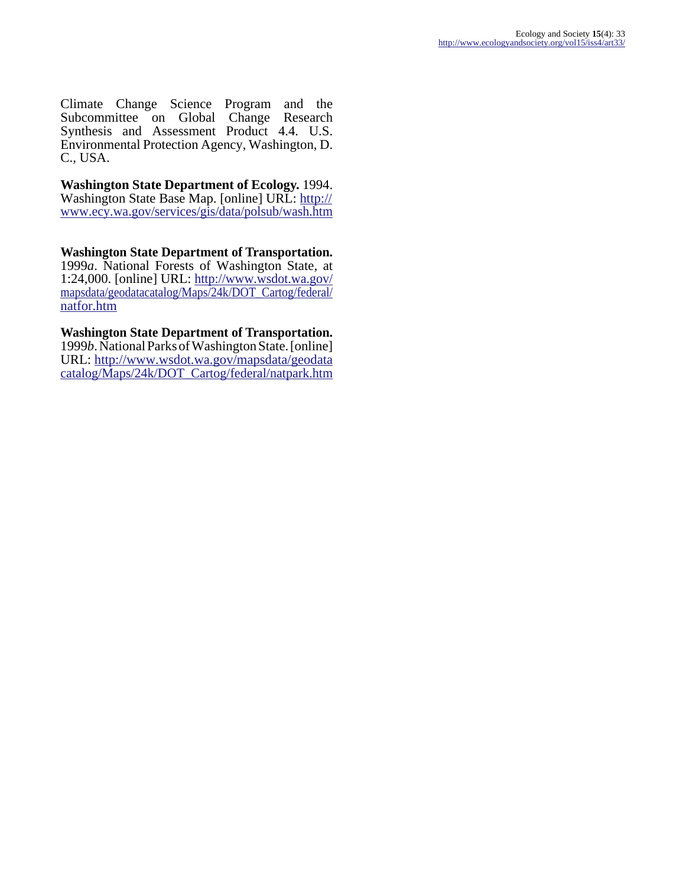Climate Change Science Program and the Subcommittee on Global Change Research Synthesis and Assessment Product 4.4. U.S. Environmental Protection Agency, Washington, D. C., USA.

**Washington State Department of Ecology.** 1994. Washington State Base Map. [online] URL: http://www.ecy.wa.gov/services/gis/data/polsub/wash.htm

**Washington State Department of Transportation.** 1999*a*. National Forests of Washington State, at 1:24,000. [online] URL: http://www.wsdot.wa.gov/mapsdata/geodatacatalog/Maps/24k/DOT_Cartog/federal/natfor.htm

**Washington State Department of Transportation.** 1999*b*. National Parks of Washington State. [online] URL: http://www.wsdot.wa.gov/mapsdata/geodatacatalog/Maps/24k/DOT_Cartog/federal/natpark.htm